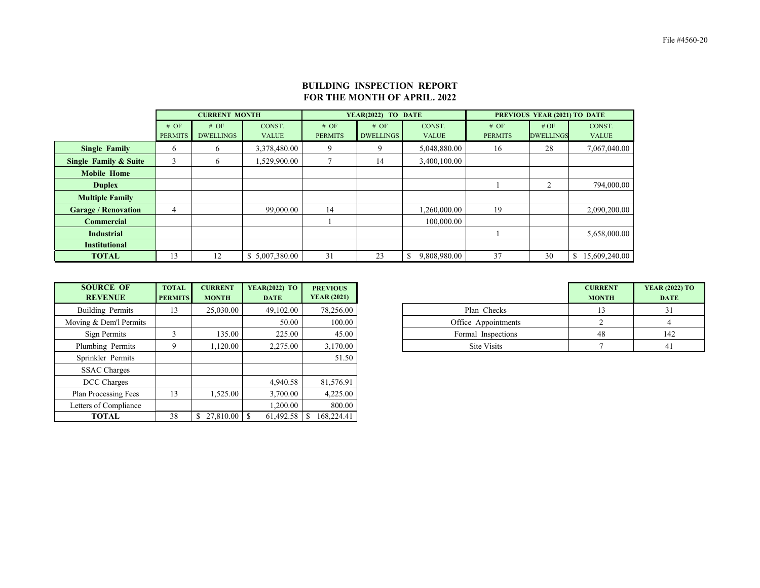File #4560-20

# BUILDING INSPECTION REPORT
## FOR THE MONTH OF APRIL. 2022

| | CURRENT MONTH | | | YEAR(2022) TO DATE | | | PREVIOUS YEAR (2021) TO DATE | | |
|---|---|---|---|---|---|---|---|---|---|
| | # OF PERMITS | # OF DWELLINGS | CONST. VALUE | # OF PERMITS | # OF DWELLINGS | CONST. VALUE | # OF PERMITS | # OF DWELLINGS | CONST. VALUE |
| **Single Family** | 6 | 6 | 3,378,480.00 | 9 | 9 | 5,048,880.00 | 16 | 28 | 7,067,040.00 |
| **Single Family & Suite** | 3 | 6 | 1,529,900.00 | 7 | 14 | 3,400,100.00 | | | |
| **Mobile Home** | | | | | | | | | |
| **Duplex** | | | | | | | 1 | 2 | 794,000.00 |
| **Multiple Family** | | | | | | | | | |
| **Garage / Renovation** | 4 | | 99,000.00 | 14 | | 1,260,000.00 | 19 | | 2,090,200.00 |
| **Commercial** | | | | 1 | | 100,000.00 | | | |
| **Industrial** | | | | | | | 1 | | 5,658,000.00 |
| **Institutional** | | | | | | | | | |
| **TOTAL** | 13 | 12 | $ 5,007,380.00 | 31 | 23 | $ 9,808,980.00 | 37 | 30 | $ 15,609,240.00 |

| SOURCE OF REVENUE | TOTAL PERMITS | CURRENT MONTH | YEAR(2022) TO DATE | PREVIOUS YEAR (2021) |
|---|---|---|---|---|
| Building Permits | 13 | 25,030.00 | 49,102.00 | 78,256.00 |
| Moving & Dem'l Permits | | | 50.00 | 100.00 |
| Sign Permits | 3 | 135.00 | 225.00 | 45.00 |
| Plumbing Permits | 9 | 1,120.00 | 2,275.00 | 3,170.00 |
| Sprinkler Permits | | | | 51.50 |
| SSAC Charges | | | | |
| DCC Charges | | | 4,940.58 | 81,576.91 |
| Plan Processing Fees | 13 | 1,525.00 | 3,700.00 | 4,225.00 |
| Letters of Compliance | | | 1,200.00 | 800.00 |
| **TOTAL** | 38 | $ 27,810.00 | $ 61,492.58 | $ 168,224.41 |

| | CURRENT MONTH | YEAR (2022) TO DATE |
|---|---|---|
| Plan Checks | 13 | 31 |
| Office Appointments | 2 | 4 |
| Formal Inspections | 48 | 142 |
| Site Visits | 7 | 41 |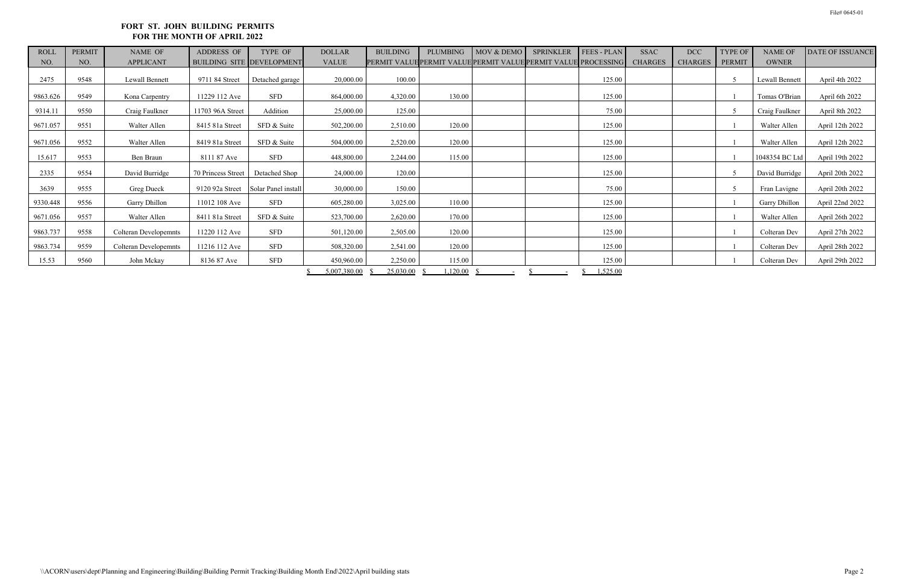**FORT ST. JOHN BUILDING PERMITS**
**FOR THE MONTH OF APRIL 2022**

| ROLL NO. | PERMIT NO. | NAME OF APPLICANT | ADDRESS OF BUILDING SITE | TYPE OF DEVELOPMENT | DOLLAR VALUE | BUILDING PERMIT VALUE | PLUMBING PERMIT VALUE | MOV & DEMO PERMIT VALUE | SPRINKLER PERMIT VALUE | FEES - PLAN PROCESSING | SSAC CHARGES | DCC CHARGES | TYPE OF PERMIT | NAME OF OWNER | DATE OF ISSUANCE |
|---|---|---|---|---|---|---|---|---|---|---|---|---|---|---|---|
| 2475 | 9548 | Lewall Bennett | 9711 84 Street | Detached garage | 20,000.00 | 100.00 | | | | 125.00 | | | 5 | Lewall Bennett | April 4th 2022 |
| 9863.626 | 9549 | Kona Carpentry | 11229 112 Ave | SFD | 864,000.00 | 4,320.00 | 130.00 | | | 125.00 | | | 1 | Tomas O'Brian | April 6th 2022 |
| 9314.11 | 9550 | Craig Faulkner | 11703 96A Street | Addition | 25,000.00 | 125.00 | | | | 75.00 | | | 5 | Craig Faulkner | April 8th 2022 |
| 9671.057 | 9551 | Walter Allen | 8415 81a Street | SFD & Suite | 502,200.00 | 2,510.00 | 120.00 | | | 125.00 | | | 1 | Walter Allen | April 12th 2022 |
| 9671.056 | 9552 | Walter Allen | 8419 81a Street | SFD & Suite | 504,000.00 | 2,520.00 | 120.00 | | | 125.00 | | | 1 | Walter Allen | April 12th 2022 |
| 15.617 | 9553 | Ben Braun | 8111 87 Ave | SFD | 448,800.00 | 2,244.00 | 115.00 | | | 125.00 | | | 1 | 1048354 BC Ltd | April 19th 2022 |
| 2335 | 9554 | David Burridge | 70 Princess Street | Detached Shop | 24,000.00 | 120.00 | | | | 125.00 | | | 5 | David Burridge | April 20th 2022 |
| 3639 | 9555 | Greg Dueck | 9120 92a Street | Solar Panel install | 30,000.00 | 150.00 | | | | 75.00 | | | 5 | Fran Lavigne | April 20th 2022 |
| 9330.448 | 9556 | Garry Dhillon | 11012 108 Ave | SFD | 605,280.00 | 3,025.00 | 110.00 | | | 125.00 | | | 1 | Garry Dhillon | April 22nd 2022 |
| 9671.056 | 9557 | Walter Allen | 8411 81a Street | SFD & Suite | 523,700.00 | 2,620.00 | 170.00 | | | 125.00 | | | 1 | Walter Allen | April 26th 2022 |
| 9863.737 | 9558 | Colteran Developemnts | 11220 112 Ave | SFD | 501,120.00 | 2,505.00 | 120.00 | | | 125.00 | | | 1 | Colteran Dev | April 27th 2022 |
| 9863.734 | 9559 | Colteran Developemnts | 11216 112 Ave | SFD | 508,320.00 | 2,541.00 | 120.00 | | | 125.00 | | | 1 | Colteran Dev | April 28th 2022 |
| 15.53 | 9560 | John Mckay | 8136 87 Ave | SFD | 450,960.00 | 2,250.00 | 115.00 | | | 125.00 | | | 1 | Colteran Dev | April 29th 2022 |
| | | | | | $ 5,007,380.00 | $ 25,030.00 | $ 1,120.00 | $ - | $ - | $ 1,525.00 | | | | | |

\\ACORN\users\dept\Planning and Engineering\Building\Building Permit Tracking\Building Month End\2022\April building stats